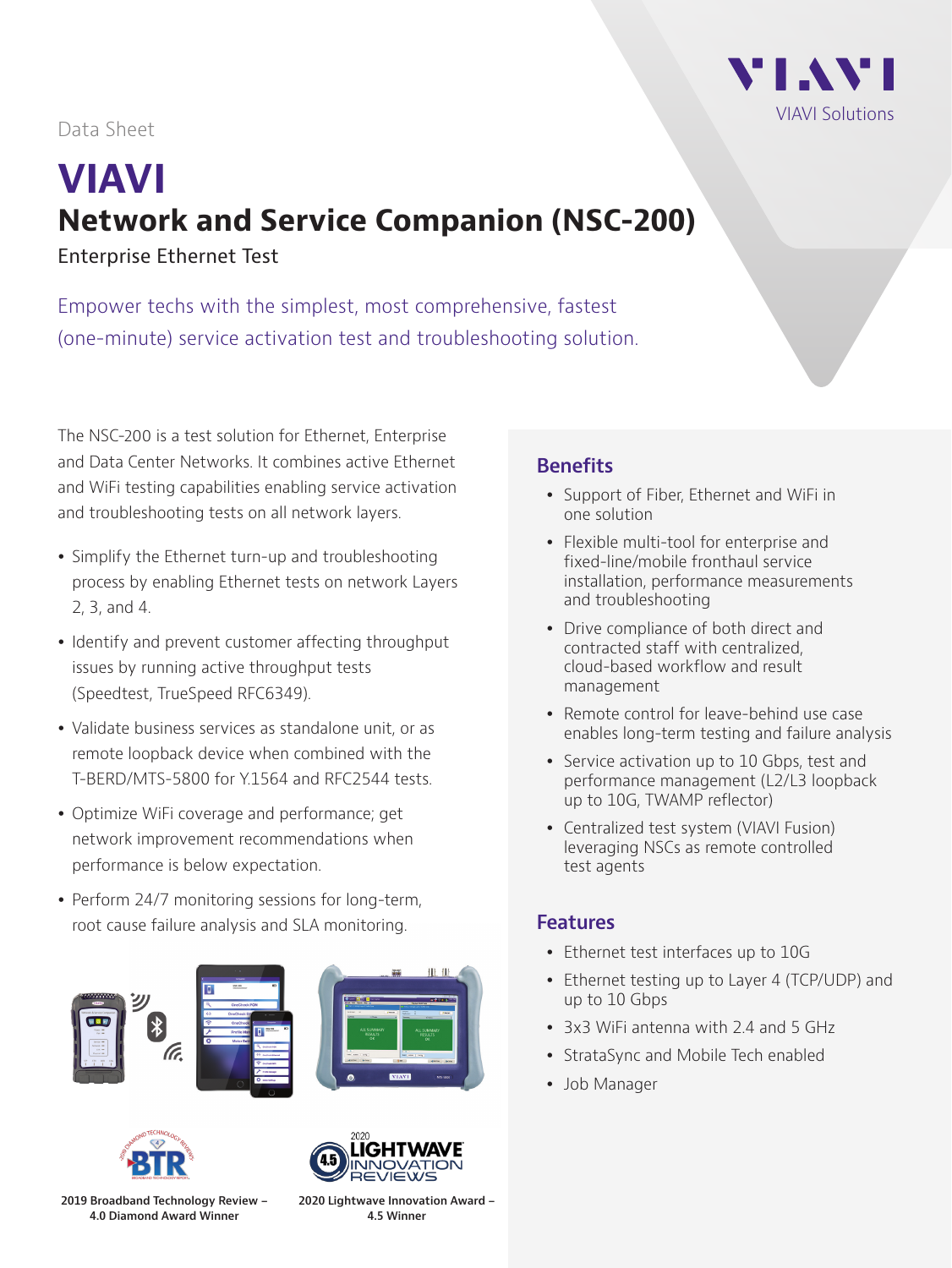Data Sheet

# VIAVI

## Network and Service Companion (NSC-200)

Enterprise Ethernet Test

Empower techs with the simplest, most comprehensive, fastest (one-minute) service activation test and troubleshooting solution.

The NSC-200 is a test solution for Ethernet, Enterprise and Data Center Networks. It combines active Ethernet and WiFi testing capabilities enabling service activation and troubleshooting tests on all network layers.

- Simplify the Ethernet turn-up and troubleshooting process by enabling Ethernet tests on network Layers 2, 3, and 4.
- Identify and prevent customer affecting throughput issues by running active throughput tests (Speedtest, TrueSpeed RFC6349).
- Validate business services as standalone unit, or as remote loopback device when combined with the T-BERD/MTS-5800 for Y.1564 and RFC2544 tests.
- Optimize WiFi coverage and performance; get network improvement recommendations when performance is below expectation.
- Perform 24/7 monitoring sessions for long-term, root cause failure analysis and SLA monitoring.

2019 Broadband Technology Review – 4.0 Diamond Award Winner

2020 Lightwave Innovation Award – 4.5 Winner

### Benefits

- Support of Fiber, Ethernet and WiFi in one solution
- Flexible multi-tool for enterprise and fixed-line/mobile fronthaul service installation, performance measurements and troubleshooting
- Drive compliance of both direct and contracted staff with centralized, cloud-based workflow and result management
- Remote control for leave-behind use case enables long-term testing and failure analysis
- Service activation up to 10 Gbps, test and performance management (L2/L3 loopback up to 10G, TWAMP reflector)
- Centralized test system (VIAVI Fusion) leveraging NSCs as remote controlled test agents

### Features

- Ethernet test interfaces up to 10G
- Ethernet testing up to Layer 4 (TCP/UDP) and up to 10 Gbps
- 3x3 WiFi antenna with 2.4 and 5 GHz
- StrataSync and Mobile Tech enabled
- Job Manager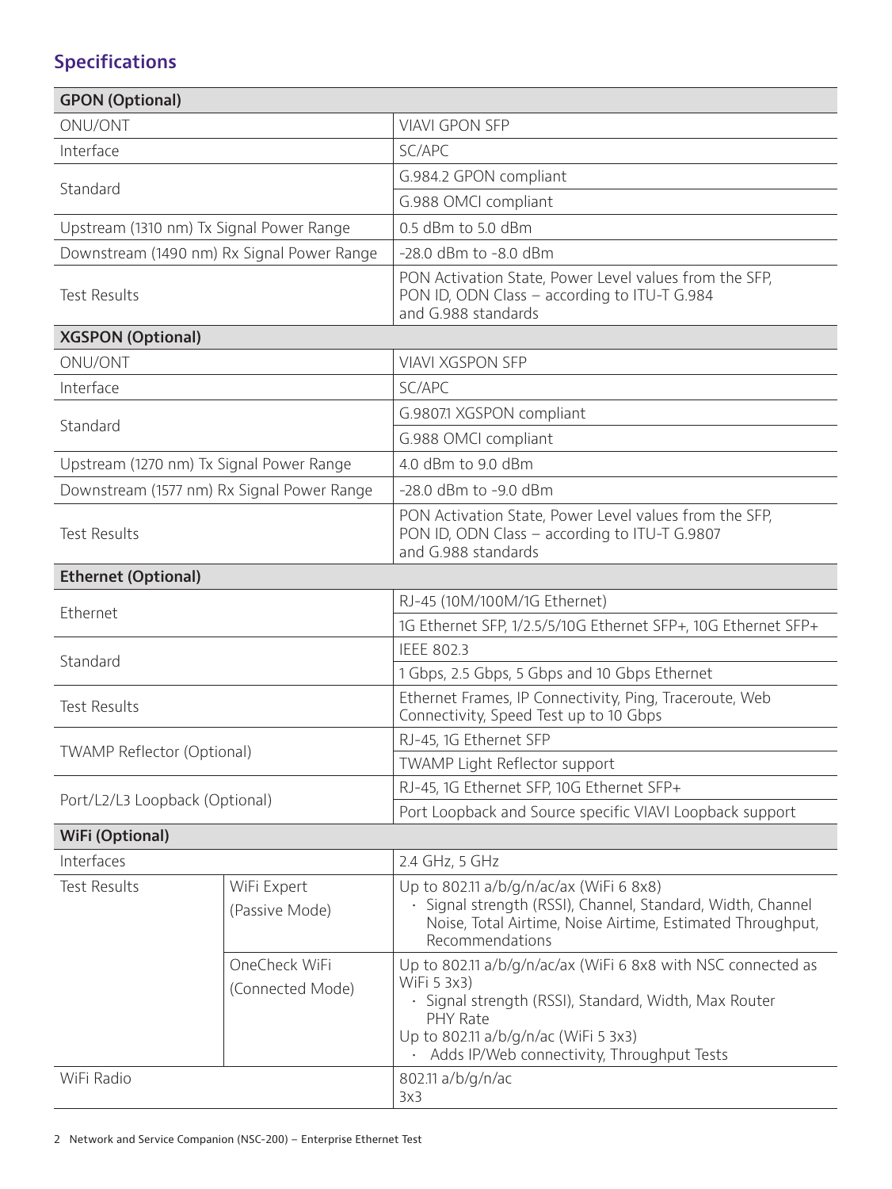## Specifications

| GPON (Optional) | | |
|---|---|---|
| ONU/ONT | | VIAVI GPON SFP |
| Interface | | SC/APC |
| Standard | | G.984.2 GPON compliant |
| | | G.988 OMCI compliant |
| Upstream (1310 nm) Tx Signal Power Range | | 0.5 dBm to 5.0 dBm |
| Downstream (1490 nm) Rx Signal Power Range | | -28.0 dBm to -8.0 dBm |
| Test Results | | PON Activation State, Power Level values from the SFP, PON ID, ODN Class – according to ITU-T G.984 and G.988 standards |
| **XGSPON (Optional)** | | |
| ONU/ONT | | VIAVI XGSPON SFP |
| Interface | | SC/APC |
| Standard | | G.9807.1 XGSPON compliant |
| | | G.988 OMCI compliant |
| Upstream (1270 nm) Tx Signal Power Range | | 4.0 dBm to 9.0 dBm |
| Downstream (1577 nm) Rx Signal Power Range | | -28.0 dBm to -9.0 dBm |
| Test Results | | PON Activation State, Power Level values from the SFP, PON ID, ODN Class – according to ITU-T G.9807 and G.988 standards |
| **Ethernet (Optional)** | | |
| Ethernet | | RJ-45 (10M/100M/1G Ethernet) |
| | | 1G Ethernet SFP, 1/2.5/5/10G Ethernet SFP+, 10G Ethernet SFP+ |
| Standard | | IEEE 802.3 |
| | | 1 Gbps, 2.5 Gbps, 5 Gbps and 10 Gbps Ethernet |
| Test Results | | Ethernet Frames, IP Connectivity, Ping, Traceroute, Web Connectivity, Speed Test up to 10 Gbps |
| TWAMP Reflector (Optional) | | RJ-45, 1G Ethernet SFP |
| | | TWAMP Light Reflector support |
| Port/L2/L3 Loopback (Optional) | | RJ-45, 1G Ethernet SFP, 10G Ethernet SFP+ |
| | | Port Loopback and Source specific VIAVI Loopback support |
| **WiFi (Optional)** | | |
| Interfaces | | 2.4 GHz, 5 GHz |
| Test Results | WiFi Expert (Passive Mode) | Up to 802.11 a/b/g/n/ac/ax (WiFi 6 8x8)<br>· Signal strength (RSSI), Channel, Standard, Width, Channel Noise, Total Airtime, Noise Airtime, Estimated Throughput, Recommendations |
| | OneCheck WiFi (Connected Mode) | Up to 802.11 a/b/g/n/ac/ax (WiFi 6 8x8 with NSC connected as WiFi 5 3x3)<br>· Signal strength (RSSI), Standard, Width, Max Router PHY Rate<br>Up to 802.11 a/b/g/n/ac (WiFi 5 3x3)<br>· Adds IP/Web connectivity, Throughput Tests |
| WiFi Radio | | 802.11 a/b/g/n/ac<br>3x3 |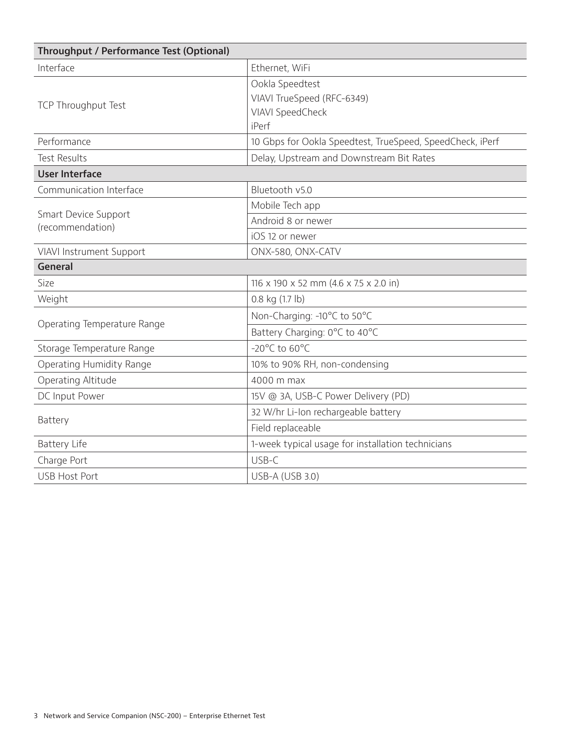| Throughput / Performance Test (Optional) | |
|---|---|
| Interface | Ethernet, WiFi |
| TCP Throughput Test | Ookla Speedtest<br>VIAVI TrueSpeed (RFC-6349)<br>VIAVI SpeedCheck<br>iPerf |
| Performance | 10 Gbps for Ookla Speedtest, TrueSpeed, SpeedCheck, iPerf |
| Test Results | Delay, Upstream and Downstream Bit Rates |
| **User Interface** | |
| Communication Interface | Bluetooth v5.0 |
| Smart Device Support (recommendation) | Mobile Tech app |
| | Android 8 or newer |
| | iOS 12 or newer |
| VIAVI Instrument Support | ONX-580, ONX-CATV |
| **General** | |
| Size | 116 x 190 x 52 mm (4.6 x 7.5 x 2.0 in) |
| Weight | 0.8 kg (1.7 lb) |
| Operating Temperature Range | Non-Charging: -10°C to 50°C |
| | Battery Charging: 0°C to 40°C |
| Storage Temperature Range | -20°C to 60°C |
| Operating Humidity Range | 10% to 90% RH, non-condensing |
| Operating Altitude | 4000 m max |
| DC Input Power | 15V @ 3A, USB-C Power Delivery (PD) |
| Battery | 32 W/hr Li-Ion rechargeable battery |
| | Field replaceable |
| Battery Life | 1-week typical usage for installation technicians |
| Charge Port | USB-C |
| USB Host Port | USB-A (USB 3.0) |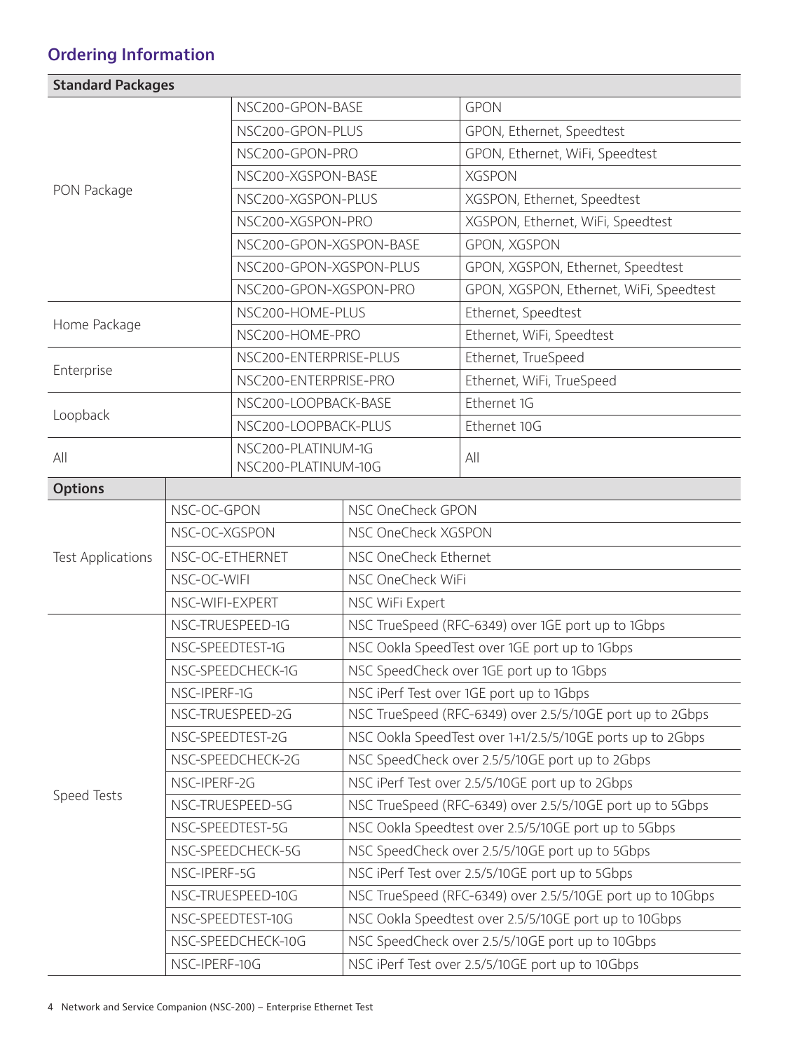## Ordering Information

| Standard Packages | | |
|---|---|---|
| PON Package | NSC200-GPON-BASE | GPON |
| | NSC200-GPON-PLUS | GPON, Ethernet, Speedtest |
| | NSC200-GPON-PRO | GPON, Ethernet, WiFi, Speedtest |
| | NSC200-XGSPON-BASE | XGSPON |
| | NSC200-XGSPON-PLUS | XGSPON, Ethernet, Speedtest |
| | NSC200-XGSPON-PRO | XGSPON, Ethernet, WiFi, Speedtest |
| | NSC200-GPON-XGSPON-BASE | GPON, XGSPON |
| | NSC200-GPON-XGSPON-PLUS | GPON, XGSPON, Ethernet, Speedtest |
| | NSC200-GPON-XGSPON-PRO | GPON, XGSPON, Ethernet, WiFi, Speedtest |
| Home Package | NSC200-HOME-PLUS | Ethernet, Speedtest |
| | NSC200-HOME-PRO | Ethernet, WiFi, Speedtest |
| Enterprise | NSC200-ENTERPRISE-PLUS | Ethernet, TrueSpeed |
| | NSC200-ENTERPRISE-PRO | Ethernet, WiFi, TrueSpeed |
| Loopback | NSC200-LOOPBACK-BASE | Ethernet 1G |
| | NSC200-LOOPBACK-PLUS | Ethernet 10G |
| All | NSC200-PLATINUM-1G<br>NSC200-PLATINUM-10G | All |

| Options | | |
|---|---|---|
| Test Applications | NSC-OC-GPON | NSC OneCheck GPON |
| | NSC-OC-XGSPON | NSC OneCheck XGSPON |
| | NSC-OC-ETHERNET | NSC OneCheck Ethernet |
| | NSC-OC-WIFI | NSC OneCheck WiFi |
| | NSC-WIFI-EXPERT | NSC WiFi Expert |
| Speed Tests | NSC-TRUESPEED-1G | NSC TrueSpeed (RFC-6349) over 1GE port up to 1Gbps |
| | NSC-SPEEDTEST-1G | NSC Ookla SpeedTest over 1GE port up to 1Gbps |
| | NSC-SPEEDCHECK-1G | NSC SpeedCheck over 1GE port up to 1Gbps |
| | NSC-IPERF-1G | NSC iPerf Test over 1GE port up to 1Gbps |
| | NSC-TRUESPEED-2G | NSC TrueSpeed (RFC-6349) over 2.5/5/10GE port up to 2Gbps |
| | NSC-SPEEDTEST-2G | NSC Ookla SpeedTest over 1+1/2.5/5/10GE ports up to 2Gbps |
| | NSC-SPEEDCHECK-2G | NSC SpeedCheck over 2.5/5/10GE port up to 2Gbps |
| | NSC-IPERF-2G | NSC iPerf Test over 2.5/5/10GE port up to 2Gbps |
| | NSC-TRUESPEED-5G | NSC TrueSpeed (RFC-6349) over 2.5/5/10GE port up to 5Gbps |
| | NSC-SPEEDTEST-5G | NSC Ookla Speedtest over 2.5/5/10GE port up to 5Gbps |
| | NSC-SPEEDCHECK-5G | NSC SpeedCheck over 2.5/5/10GE port up to 5Gbps |
| | NSC-IPERF-5G | NSC iPerf Test over 2.5/5/10GE port up to 5Gbps |
| | NSC-TRUESPEED-10G | NSC TrueSpeed (RFC-6349) over 2.5/5/10GE port up to 10Gbps |
| | NSC-SPEEDTEST-10G | NSC Ookla Speedtest over 2.5/5/10GE port up to 10Gbps |
| | NSC-SPEEDCHECK-10G | NSC SpeedCheck over 2.5/5/10GE port up to 10Gbps |
| | NSC-IPERF-10G | NSC iPerf Test over 2.5/5/10GE port up to 10Gbps |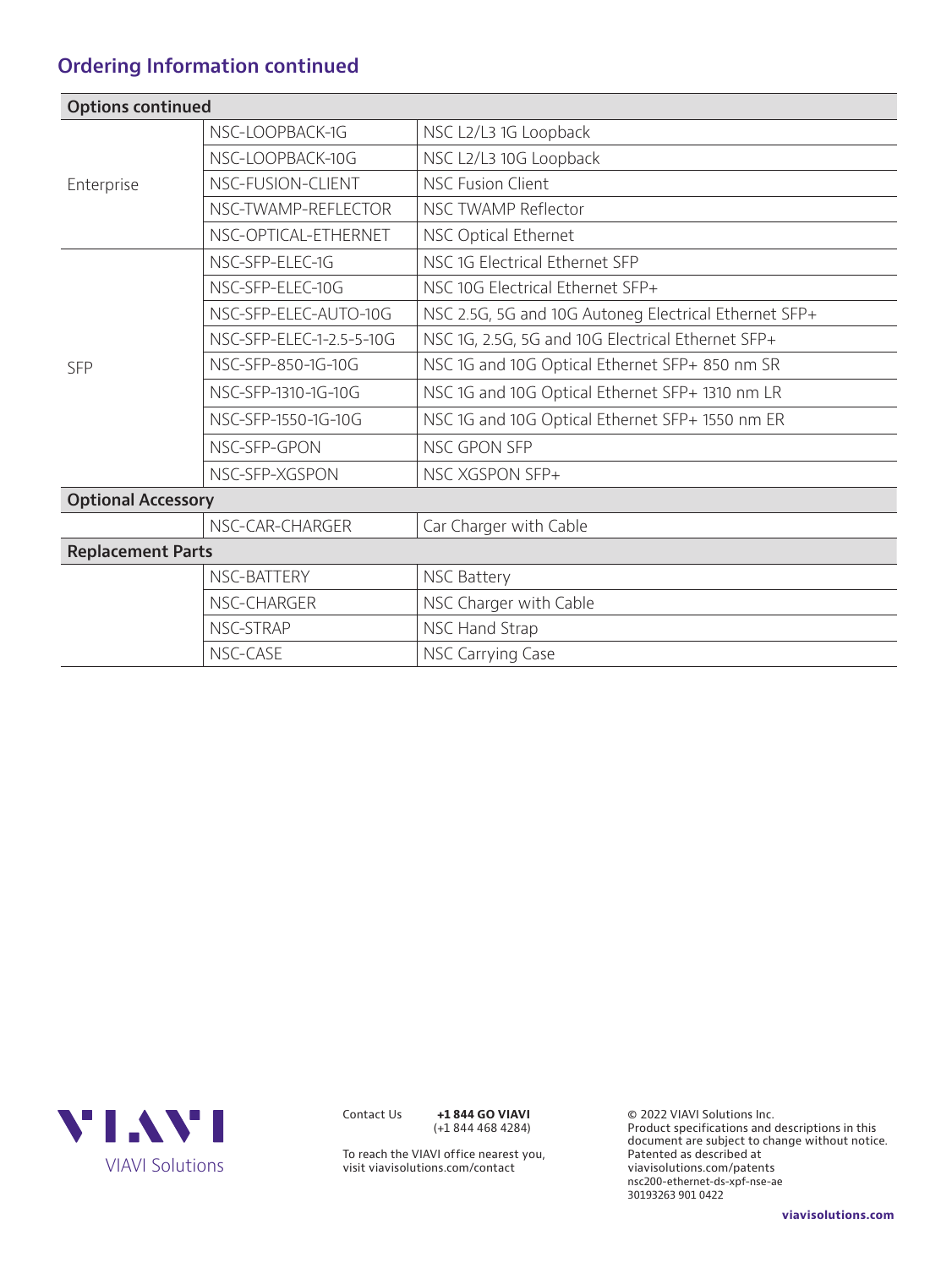## Ordering Information continued

| | | |
|---|---|---|
| **Options continued** | | |
| Enterprise | NSC-LOOPBACK-1G | NSC L2/L3 1G Loopback |
| | NSC-LOOPBACK-10G | NSC L2/L3 10G Loopback |
| | NSC-FUSION-CLIENT | NSC Fusion Client |
| | NSC-TWAMP-REFLECTOR | NSC TWAMP Reflector |
| | NSC-OPTICAL-ETHERNET | NSC Optical Ethernet |
| SFP | NSC-SFP-ELEC-1G | NSC 1G Electrical Ethernet SFP |
| | NSC-SFP-ELEC-10G | NSC 10G Electrical Ethernet SFP+ |
| | NSC-SFP-ELEC-AUTO-10G | NSC 2.5G, 5G and 10G Autoneg Electrical Ethernet SFP+ |
| | NSC-SFP-ELEC-1-2.5-5-10G | NSC 1G, 2.5G, 5G and 10G Electrical Ethernet SFP+ |
| | NSC-SFP-850-1G-10G | NSC 1G and 10G Optical Ethernet SFP+ 850 nm SR |
| | NSC-SFP-1310-1G-10G | NSC 1G and 10G Optical Ethernet SFP+ 1310 nm LR |
| | NSC-SFP-1550-1G-10G | NSC 1G and 10G Optical Ethernet SFP+ 1550 nm ER |
| | NSC-SFP-GPON | NSC GPON SFP |
| | NSC-SFP-XGSPON | NSC XGSPON SFP+ |
| **Optional Accessory** | | |
| | NSC-CAR-CHARGER | Car Charger with Cable |
| **Replacement Parts** | | |
| | NSC-BATTERY | NSC Battery |
| | NSC-CHARGER | NSC Charger with Cable |
| | NSC-STRAP | NSC Hand Strap |
| | NSC-CASE | NSC Carrying Case |

VIAVI Solutions

Contact Us **+1 844 GO VIAVI**
(+1 844 468 4284)

To reach the VIAVI office nearest you,
visit viavisolutions.com/contact

© 2022 VIAVI Solutions Inc.
Product specifications and descriptions in this document are subject to change without notice.
Patented as described at viavisolutions.com/patents
nsc200-ethernet-ds-xpf-nse-ae
30193263 901 0422

**viavisolutions.com**